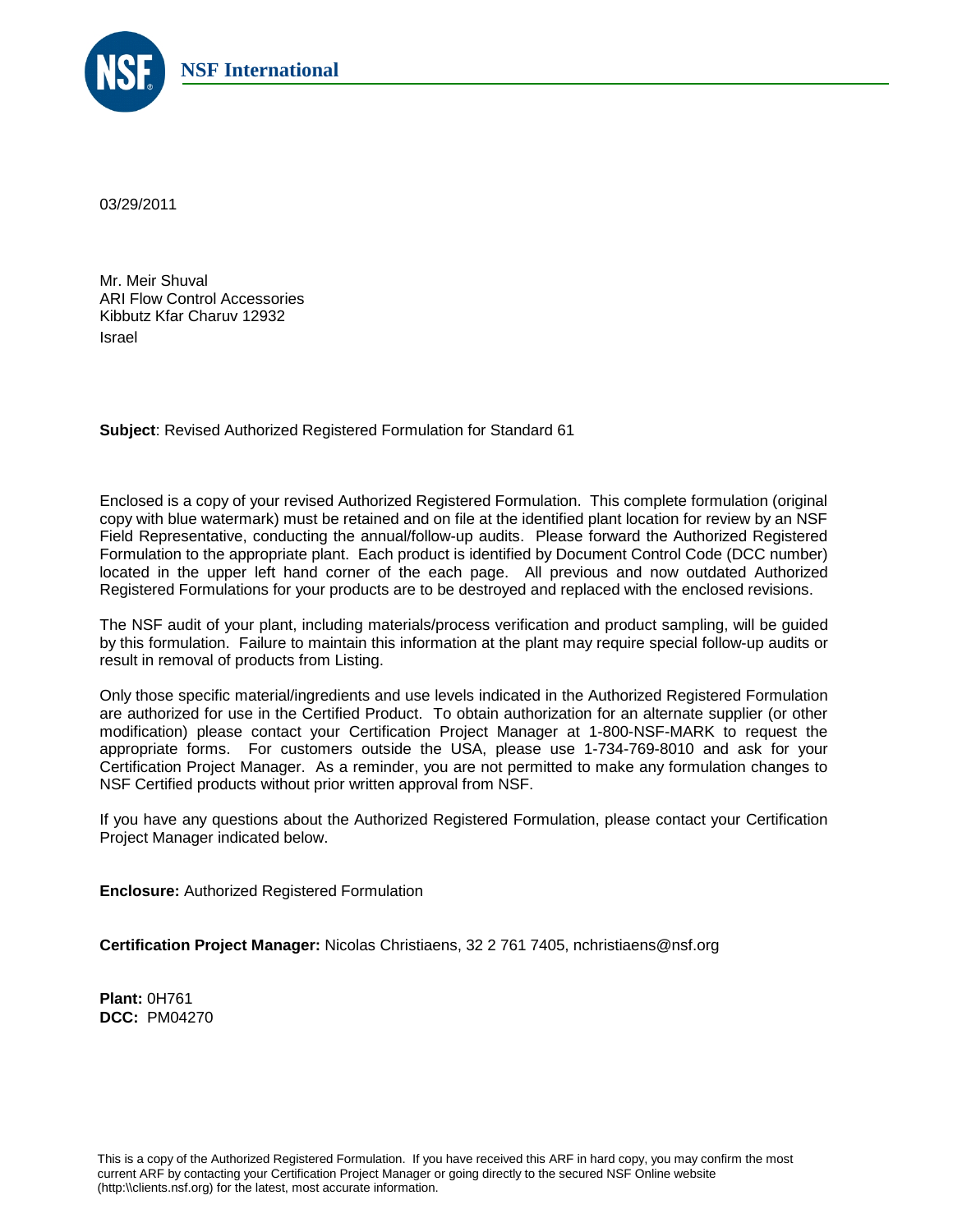**NSF International**

03/29/2011

Mr. Meir Shuval
ARI Flow Control Accessories
Kibbutz Kfar Charuv 12932
Israel

**Subject**: Revised Authorized Registered Formulation for Standard 61

Enclosed is a copy of your revised Authorized Registered Formulation. This complete formulation (original copy with blue watermark) must be retained and on file at the identified plant location for review by an NSF Field Representative, conducting the annual/follow-up audits. Please forward the Authorized Registered Formulation to the appropriate plant. Each product is identified by Document Control Code (DCC number) located in the upper left hand corner of the each page. All previous and now outdated Authorized Registered Formulations for your products are to be destroyed and replaced with the enclosed revisions.

The NSF audit of your plant, including materials/process verification and product sampling, will be guided by this formulation. Failure to maintain this information at the plant may require special follow-up audits or result in removal of products from Listing.

Only those specific material/ingredients and use levels indicated in the Authorized Registered Formulation are authorized for use in the Certified Product. To obtain authorization for an alternate supplier (or other modification) please contact your Certification Project Manager at 1-800-NSF-MARK to request the appropriate forms. For customers outside the USA, please use 1-734-769-8010 and ask for your Certification Project Manager. As a reminder, you are not permitted to make any formulation changes to NSF Certified products without prior written approval from NSF.

If you have any questions about the Authorized Registered Formulation, please contact your Certification Project Manager indicated below.

**Enclosure:** Authorized Registered Formulation

**Certification Project Manager:** Nicolas Christiaens, 32 2 761 7405, nchristiaens@nsf.org

**Plant:** 0H761
**DCC:** PM04270

This is a copy of the Authorized Registered Formulation. If you have received this ARF in hard copy, you may confirm the most current ARF by contacting your Certification Project Manager or going directly to the secured NSF Online website (http:\\clients.nsf.org) for the latest, most accurate information.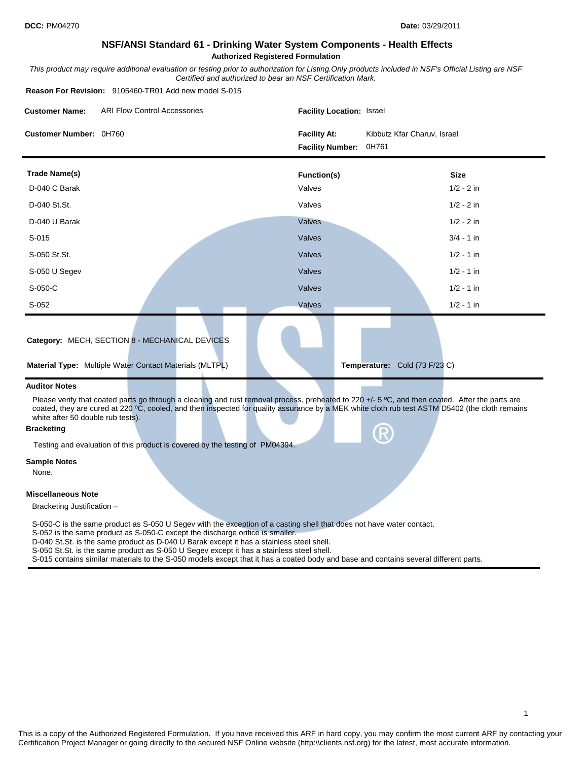**DCC:** PM04270 **Date:** 03/29/2011

# NSF/ANSI Standard 61 - Drinking Water System Components - Health Effects

**Authorized Registered Formulation**

*This product may require additional evaluation or testing prior to authorization for Listing.Only products included in NSF's Official Listing are NSF Certified and authorized to bear an NSF Certification Mark.*

**Reason For Revision:** 9105460-TR01 Add new model S-015

**Customer Name:** ARI Flow Control Accessories

**Facility Location:** Israel

**Customer Number:** 0H760

**Facility At:** Kibbutz Kfar Charuv, Israel

**Facility Number:** 0H761

| Trade Name(s) | Function(s) | Size |
|---|---|---|
| D-040 C Barak | Valves | 1/2 - 2 in |
| D-040 St.St. | Valves | 1/2 - 2 in |
| D-040 U Barak | Valves | 1/2 - 2 in |
| S-015 | Valves | 3/4 - 1 in |
| S-050 St.St. | Valves | 1/2 - 1 in |
| S-050 U Segev | Valves | 1/2 - 1 in |
| S-050-C | Valves | 1/2 - 1 in |
| S-052 | Valves | 1/2 - 1 in |

**Category:** MECH, SECTION 8 - MECHANICAL DEVICES

**Material Type:** Multiple Water Contact Materials (MLTPL)

**Temperature:** Cold (73 F/23 C)

### Auditor Notes

Please verify that coated parts go through a cleaning and rust removal process, preheated to 220 +/- 5 ºC, and then coated. After the parts are coated, they are cured at 220 ºC, cooled, and then inspected for quality assurance by a MEK white cloth rub test ASTM D5402 (the cloth remains white after 50 double rub tests).

### Bracketing

Testing and evaluation of this product is covered by the testing of PM04394.

### Sample Notes

None.

### Miscellaneous Note

Bracketing Justification –

S-050-C is the same product as S-050 U Segev with the exception of a casting shell that does not have water contact.
S-052 is the same product as S-050-C except the discharge orifice is smaller.
D-040 St.St. is the same product as D-040 U Barak except it has a stainless steel shell.
S-050 St.St. is the same product as S-050 U Segev except it has a stainless steel shell.
S-015 contains similar materials to the S-050 models except that it has a coated body and base and contains several different parts.

This is a copy of the Authorized Registered Formulation. If you have received this ARF in hard copy, you may confirm the most current ARF by contacting your Certification Project Manager or going directly to the secured NSF Online website (http:\\clients.nsf.org) for the latest, most accurate information.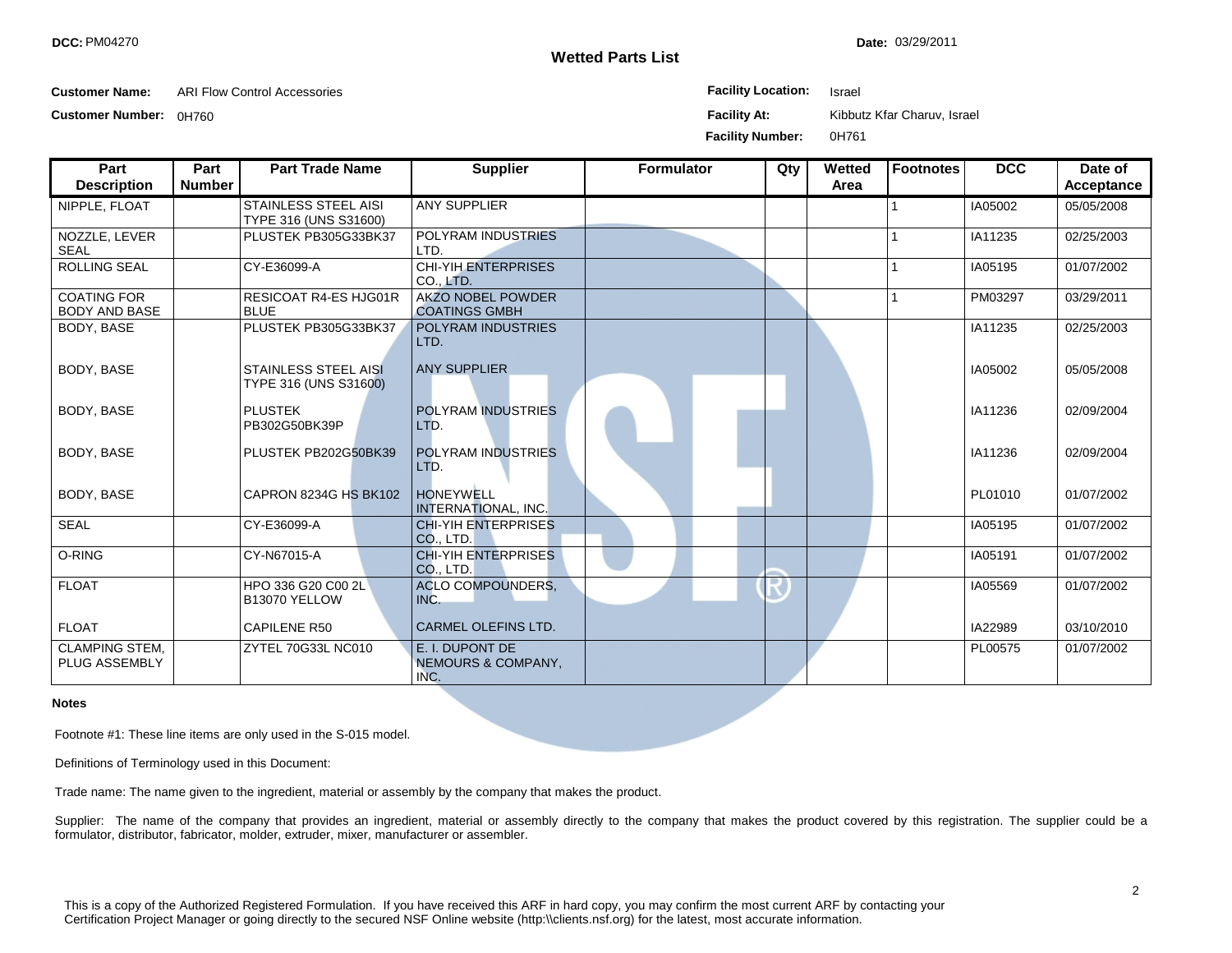**DCC:** PM04270

**Date:** 03/29/2011

## Wetted Parts List

**Customer Name:** ARI Flow Control Accessories

**Customer Number:** 0H760

**Facility Location:** Israel

**Facility At:** Kibbutz Kfar Charuv, Israel

**Facility Number:** 0H761

| Part Description | Part Number | Part Trade Name | Supplier | Formulator | Qty | Wetted Area | Footnotes | DCC | Date of Acceptance |
|---|---|---|---|---|---|---|---|---|---|
| NIPPLE, FLOAT | | STAINLESS STEEL AISI TYPE 316 (UNS S31600) | ANY SUPPLIER | | | | 1 | IA05002 | 05/05/2008 |
| NOZZLE, LEVER SEAL | | PLUSTEK PB305G33BK37 | POLYRAM INDUSTRIES LTD. | | | | 1 | IA11235 | 02/25/2003 |
| ROLLING SEAL | | CY-E36099-A | CHI-YIH ENTERPRISES CO., LTD. | | | | 1 | IA05195 | 01/07/2002 |
| COATING FOR BODY AND BASE | | RESICOAT R4-ES HJG01R BLUE | AKZO NOBEL POWDER COATINGS GMBH | | | | 1 | PM03297 | 03/29/2011 |
| BODY, BASE | | PLUSTEK PB305G33BK37 | POLYRAM INDUSTRIES LTD. | | | | | IA11235 | 02/25/2003 |
| BODY, BASE | | STAINLESS STEEL AISI TYPE 316 (UNS S31600) | ANY SUPPLIER | | | | | IA05002 | 05/05/2008 |
| BODY, BASE | | PLUSTEK PB302G50BK39P | POLYRAM INDUSTRIES LTD. | | | | | IA11236 | 02/09/2004 |
| BODY, BASE | | PLUSTEK PB202G50BK39 | POLYRAM INDUSTRIES LTD. | | | | | IA11236 | 02/09/2004 |
| BODY, BASE | | CAPRON 8234G HS BK102 | HONEYWELL INTERNATIONAL, INC. | | | | | PL01010 | 01/07/2002 |
| SEAL | | CY-E36099-A | CHI-YIH ENTERPRISES CO., LTD. | | | | | IA05195 | 01/07/2002 |
| O-RING | | CY-N67015-A | CHI-YIH ENTERPRISES CO., LTD. | | | | | IA05191 | 01/07/2002 |
| FLOAT | | HPO 336 G20 C00 2L B13070 YELLOW | ACLO COMPOUNDERS, INC. | | | | | IA05569 | 01/07/2002 |
| FLOAT | | CAPILENE R50 | CARMEL OLEFINS LTD. | | | | | IA22989 | 03/10/2010 |
| CLAMPING STEM, PLUG ASSEMBLY | | ZYTEL 70G33L NC010 | E. I. DUPONT DE NEMOURS & COMPANY, INC. | | | | | PL00575 | 01/07/2002 |

**Notes**

Footnote #1: These line items are only used in the S-015 model.

Definitions of Terminology used in this Document:

Trade name: The name given to the ingredient, material or assembly by the company that makes the product.

Supplier: The name of the company that provides an ingredient, material or assembly directly to the company that makes the product covered by this registration. The supplier could be a formulator, distributor, fabricator, molder, extruder, mixer, manufacturer or assembler.

This is a copy of the Authorized Registered Formulation. If you have received this ARF in hard copy, you may confirm the most current ARF by contacting your Certification Project Manager or going directly to the secured NSF Online website (http:\\clients.nsf.org) for the latest, most accurate information.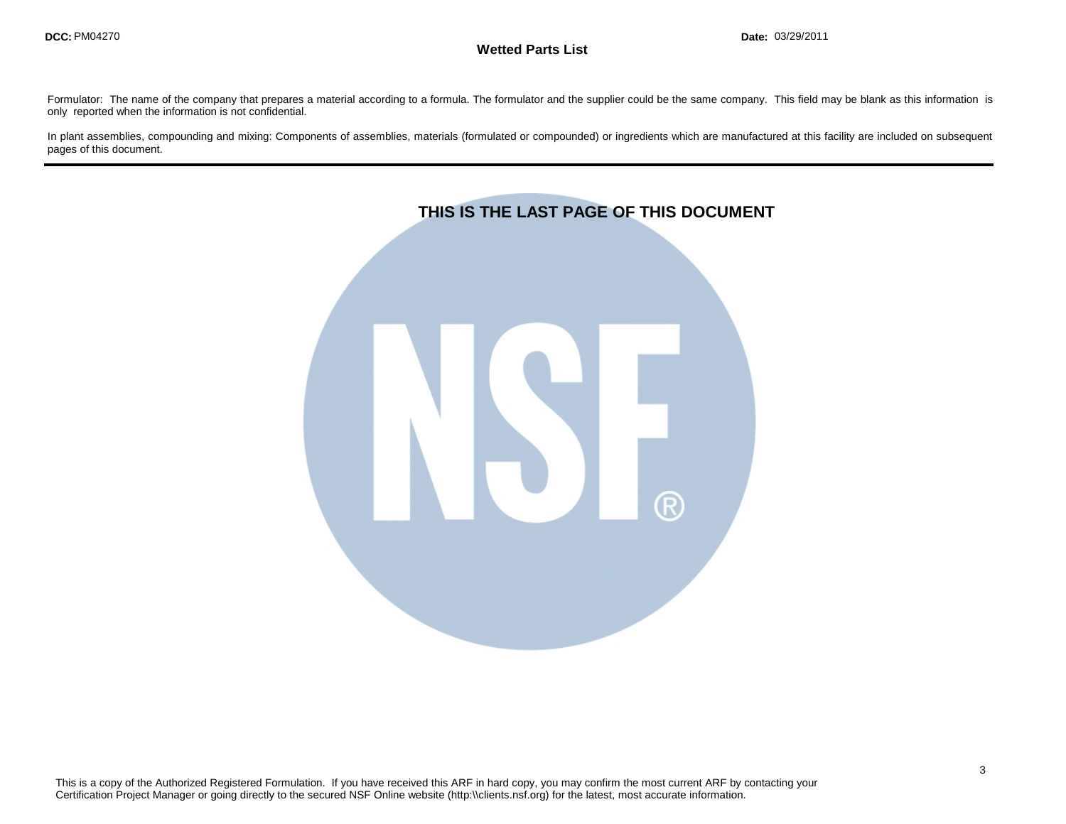**DCC:** PM04270

**Date:** 03/29/2011

## Wetted Parts List

Formulator: The name of the company that prepares a material according to a formula. The formulator and the supplier could be the same company. This field may be blank as this information is only reported when the information is not confidential.

In plant assemblies, compounding and mixing: Components of assemblies, materials (formulated or compounded) or ingredients which are manufactured at this facility are included on subsequent pages of this document.

---

**THIS IS THE LAST PAGE OF THIS DOCUMENT**

This is a copy of the Authorized Registered Formulation. If you have received this ARF in hard copy, you may confirm the most current ARF by contacting your Certification Project Manager or going directly to the secured NSF Online website (http:\\clients.nsf.org) for the latest, most accurate information.